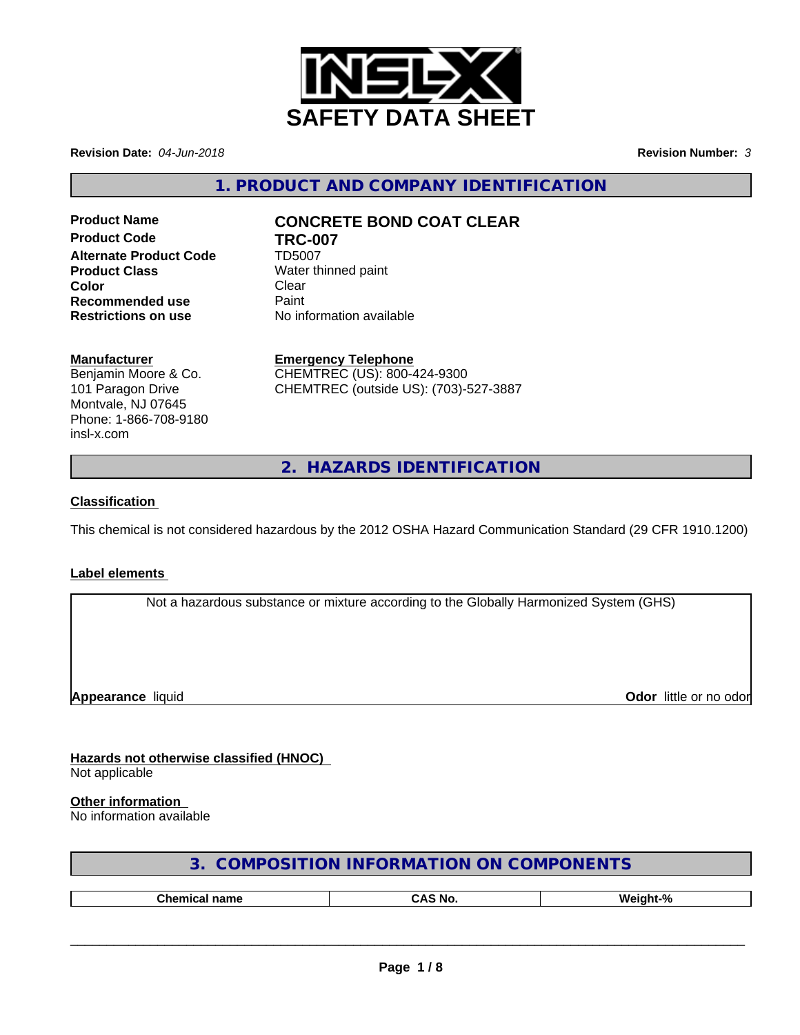# SAFETY DATA SHEET

**Revision Date:** *04-Jun-2018* **Revision Number:** *3*

## 1. PRODUCT AND COMPANY IDENTIFICATION

| | |
|---|---|
| **Product Name** | **CONCRETE BOND COAT CLEAR** |
| **Product Code** | **TRC-007** |
| **Alternate Product Code** | TD5007 |
| **Product Class** | Water thinned paint |
| **Color** | Clear |
| **Recommended use** | Paint |
| **Restrictions on use** | No information available |

**Manufacturer**
Benjamin Moore & Co.
101 Paragon Drive
Montvale, NJ 07645
Phone: 1-866-708-9180
insl-x.com

**Emergency Telephone**
CHEMTREC (US): 800-424-9300
CHEMTREC (outside US): (703)-527-3887

## 2. HAZARDS IDENTIFICATION

**Classification**

This chemical is not considered hazardous by the 2012 OSHA Hazard Communication Standard (29 CFR 1910.1200)

**Label elements**

Not a hazardous substance or mixture according to the Globally Harmonized System (GHS)

**Appearance** liquid **Odor** little or no odor

**Hazards not otherwise classified (HNOC)**
Not applicable

**Other information**
No information available

## 3. COMPOSITION INFORMATION ON COMPONENTS

| Chemical name | CAS No. | Weight-% |
|---|---|---|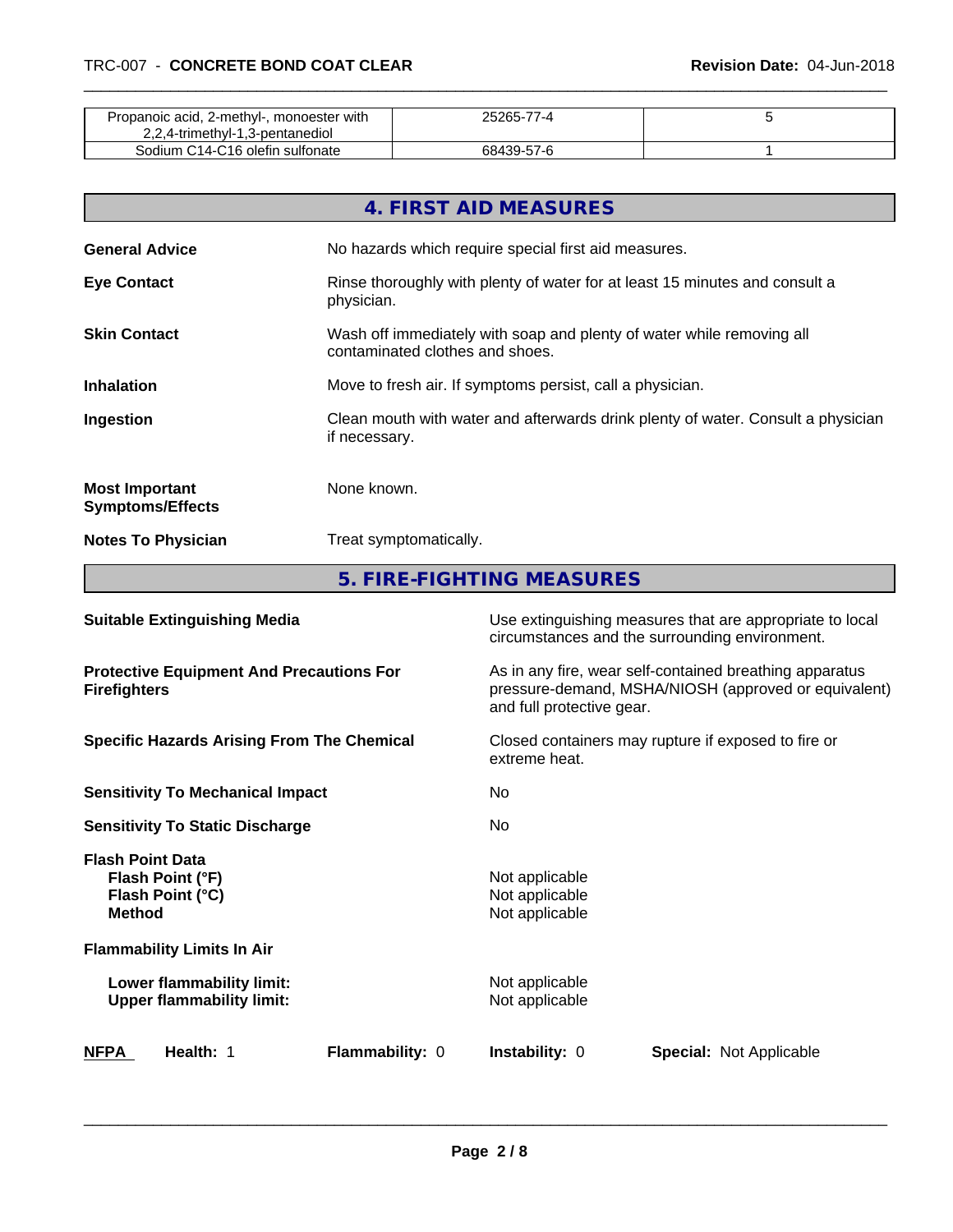| | | |
|---|---|---|
| Propanoic acid, 2-methyl-, monoester with 2,2,4-trimethyl-1,3-pentanediol | 25265-77-4 | 5 |
| Sodium C14-C16 olefin sulfonate | 68439-57-6 | 1 |

## 4. FIRST AID MEASURES

**General Advice** — No hazards which require special first aid measures.

**Eye Contact** — Rinse thoroughly with plenty of water for at least 15 minutes and consult a physician.

**Skin Contact** — Wash off immediately with soap and plenty of water while removing all contaminated clothes and shoes.

**Inhalation** — Move to fresh air. If symptoms persist, call a physician.

**Ingestion** — Clean mouth with water and afterwards drink plenty of water. Consult a physician if necessary.

**Most Important Symptoms/Effects** — None known.

**Notes To Physician** — Treat symptomatically.

## 5. FIRE-FIGHTING MEASURES

**Suitable Extinguishing Media** — Use extinguishing measures that are appropriate to local circumstances and the surrounding environment.

**Protective Equipment And Precautions For Firefighters** — As in any fire, wear self-contained breathing apparatus pressure-demand, MSHA/NIOSH (approved or equivalent) and full protective gear.

**Specific Hazards Arising From The Chemical** — Closed containers may rupture if exposed to fire or extreme heat.

**Sensitivity To Mechanical Impact** — No

**Sensitivity To Static Discharge** — No

**Flash Point Data**
- **Flash Point (°F)** — Not applicable
- **Flash Point (°C)** — Not applicable
- **Method** — Not applicable

**Flammability Limits In Air**
- **Lower flammability limit:** — Not applicable
- **Upper flammability limit:** — Not applicable

**NFPA** — **Health:** 1 — **Flammability:** 0 — **Instability:** 0 — **Special:** Not Applicable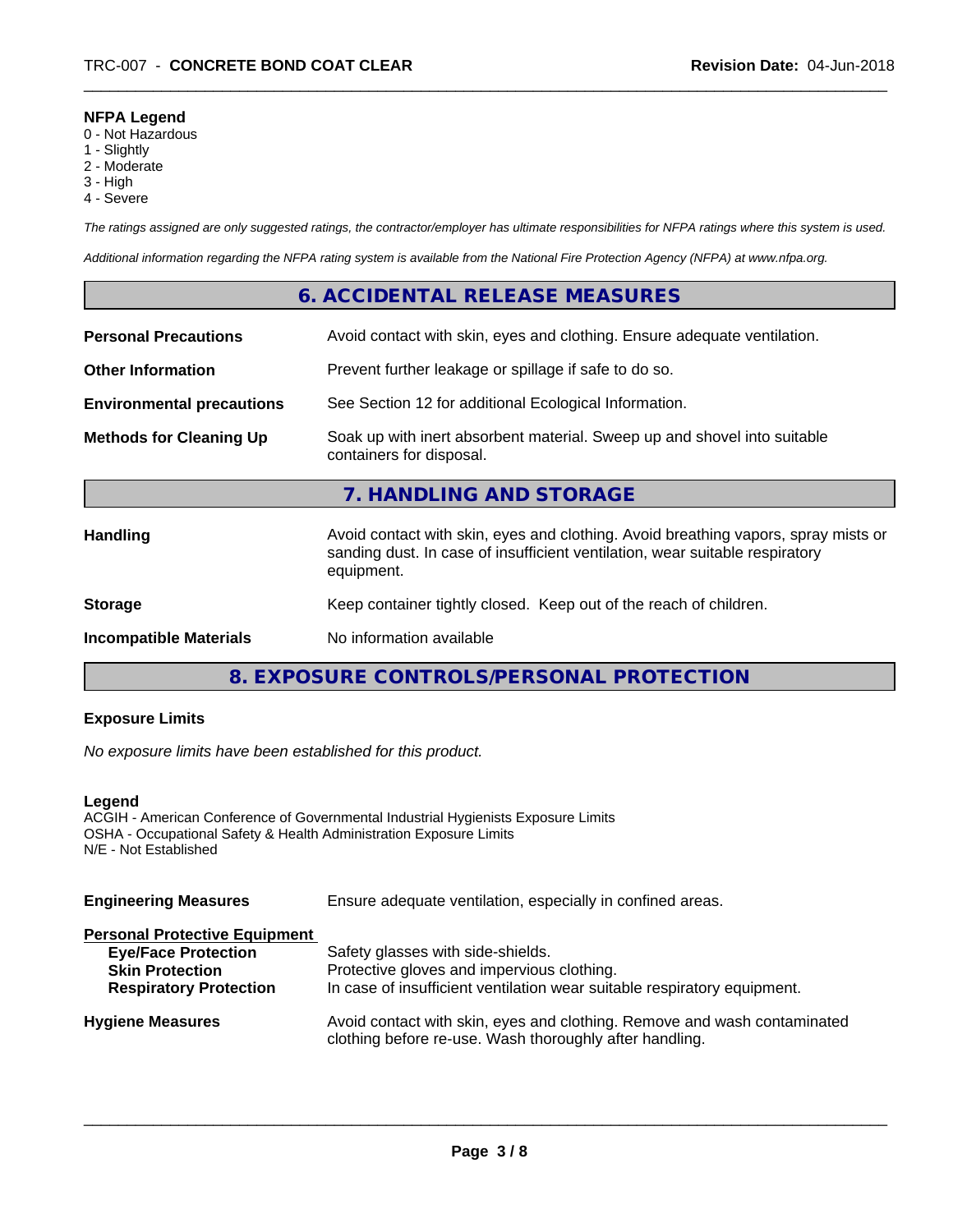**NFPA Legend**
0 - Not Hazardous
1 - Slightly
2 - Moderate
3 - High
4 - Severe

*The ratings assigned are only suggested ratings, the contractor/employer has ultimate responsibilities for NFPA ratings where this system is used.*

*Additional information regarding the NFPA rating system is available from the National Fire Protection Agency (NFPA) at www.nfpa.org.*

## 6. ACCIDENTAL RELEASE MEASURES

**Personal Precautions** Avoid contact with skin, eyes and clothing. Ensure adequate ventilation.

**Other Information** Prevent further leakage or spillage if safe to do so.

**Environmental precautions** See Section 12 for additional Ecological Information.

**Methods for Cleaning Up** Soak up with inert absorbent material. Sweep up and shovel into suitable containers for disposal.

## 7. HANDLING AND STORAGE

**Handling** Avoid contact with skin, eyes and clothing. Avoid breathing vapors, spray mists or sanding dust. In case of insufficient ventilation, wear suitable respiratory equipment.

**Storage** Keep container tightly closed. Keep out of the reach of children.

**Incompatible Materials** No information available

## 8. EXPOSURE CONTROLS/PERSONAL PROTECTION

**Exposure Limits**

*No exposure limits have been established for this product.*

**Legend**
ACGIH - American Conference of Governmental Industrial Hygienists Exposure Limits
OSHA - Occupational Safety & Health Administration Exposure Limits
N/E - Not Established

**Engineering Measures** Ensure adequate ventilation, especially in confined areas.

**Personal Protective Equipment**
- **Eye/Face Protection** Safety glasses with side-shields.
- **Skin Protection** Protective gloves and impervious clothing.
- **Respiratory Protection** In case of insufficient ventilation wear suitable respiratory equipment.

**Hygiene Measures** Avoid contact with skin, eyes and clothing. Remove and wash contaminated clothing before re-use. Wash thoroughly after handling.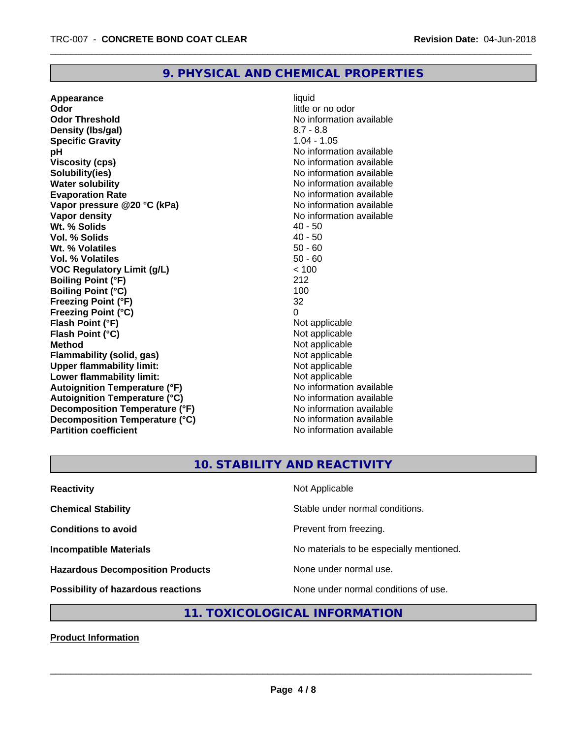## 9. PHYSICAL AND CHEMICAL PROPERTIES

| | |
|---|---|
| **Appearance** | liquid |
| **Odor** | little or no odor |
| **Odor Threshold** | No information available |
| **Density (lbs/gal)** | 8.7 - 8.8 |
| **Specific Gravity** | 1.04 - 1.05 |
| **pH** | No information available |
| **Viscosity (cps)** | No information available |
| **Solubility(ies)** | No information available |
| **Water solubility** | No information available |
| **Evaporation Rate** | No information available |
| **Vapor pressure @20 °C (kPa)** | No information available |
| **Vapor density** | No information available |
| **Wt. % Solids** | 40 - 50 |
| **Vol. % Solids** | 40 - 50 |
| **Wt. % Volatiles** | 50 - 60 |
| **Vol. % Volatiles** | 50 - 60 |
| **VOC Regulatory Limit (g/L)** | < 100 |
| **Boiling Point (°F)** | 212 |
| **Boiling Point (°C)** | 100 |
| **Freezing Point (°F)** | 32 |
| **Freezing Point (°C)** | 0 |
| **Flash Point (°F)** | Not applicable |
| **Flash Point (°C)** | Not applicable |
| **Method** | Not applicable |
| **Flammability (solid, gas)** | Not applicable |
| **Upper flammability limit:** | Not applicable |
| **Lower flammability limit:** | Not applicable |
| **Autoignition Temperature (°F)** | No information available |
| **Autoignition Temperature (°C)** | No information available |
| **Decomposition Temperature (°F)** | No information available |
| **Decomposition Temperature (°C)** | No information available |
| **Partition coefficient** | No information available |

## 10. STABILITY AND REACTIVITY

| | |
|---|---|
| **Reactivity** | Not Applicable |
| **Chemical Stability** | Stable under normal conditions. |
| **Conditions to avoid** | Prevent from freezing. |
| **Incompatible Materials** | No materials to be especially mentioned. |
| **Hazardous Decomposition Products** | None under normal use. |
| **Possibility of hazardous reactions** | None under normal conditions of use. |

## 11. TOXICOLOGICAL INFORMATION

**Product Information**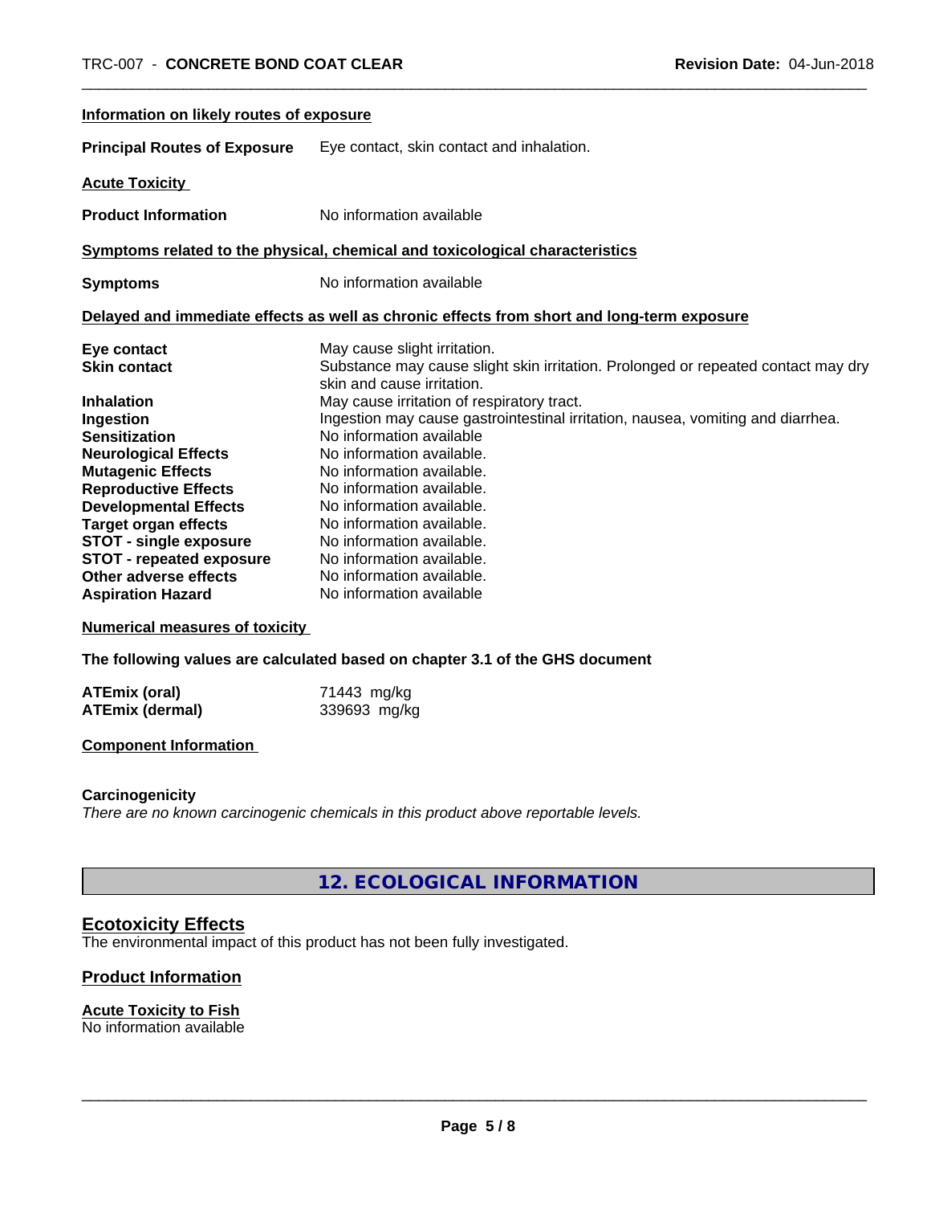#### Information on likely routes of exposure

| | |
|---|---|
| **Principal Routes of Exposure** | Eye contact, skin contact and inhalation. |

#### Acute Toxicity

| | |
|---|---|
| **Product Information** | No information available |

#### Symptoms related to the physical, chemical and toxicological characteristics

| | |
|---|---|
| **Symptoms** | No information available |

#### Delayed and immediate effects as well as chronic effects from short and long-term exposure

| | |
|---|---|
| **Eye contact** | May cause slight irritation. |
| **Skin contact** | Substance may cause slight skin irritation. Prolonged or repeated contact may dry skin and cause irritation. |
| **Inhalation** | May cause irritation of respiratory tract. |
| **Ingestion** | Ingestion may cause gastrointestinal irritation, nausea, vomiting and diarrhea. |
| **Sensitization** | No information available |
| **Neurological Effects** | No information available. |
| **Mutagenic Effects** | No information available. |
| **Reproductive Effects** | No information available. |
| **Developmental Effects** | No information available. |
| **Target organ effects** | No information available. |
| **STOT - single exposure** | No information available. |
| **STOT - repeated exposure** | No information available. |
| **Other adverse effects** | No information available. |
| **Aspiration Hazard** | No information available |

#### Numerical measures of toxicity

**The following values are calculated based on chapter 3.1 of the GHS document**

| | |
|---|---|
| **ATEmix (oral)** | 71443 mg/kg |
| **ATEmix (dermal)** | 339693 mg/kg |

#### Component Information

**Carcinogenicity**

*There are no known carcinogenic chemicals in this product above reportable levels.*

## 12. ECOLOGICAL INFORMATION

### Ecotoxicity Effects

The environmental impact of this product has not been fully investigated.

### Product Information

#### Acute Toxicity to Fish

No information available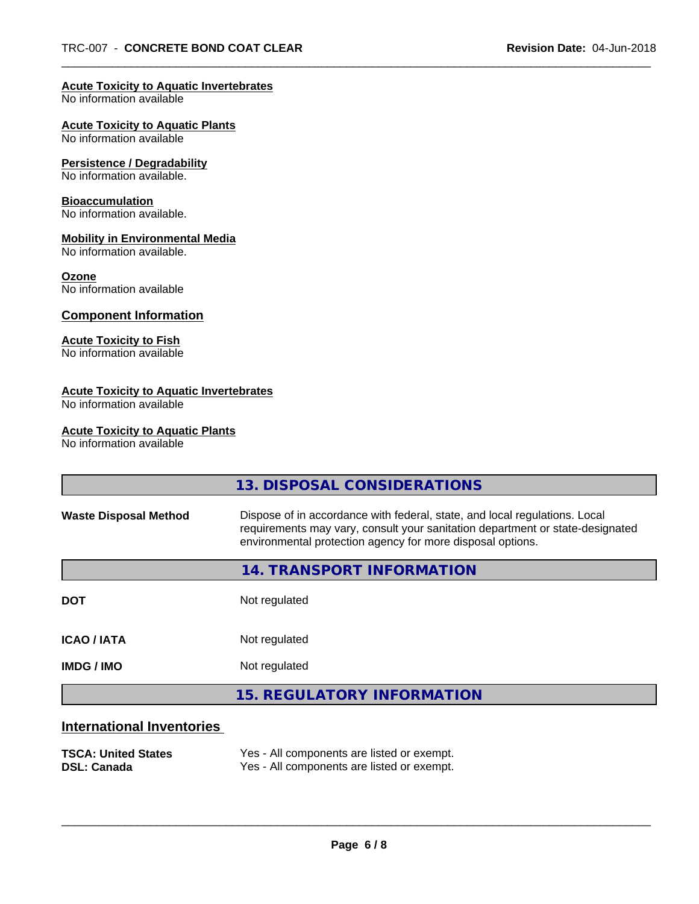**Acute Toxicity to Aquatic Invertebrates**
No information available

**Acute Toxicity to Aquatic Plants**
No information available

**Persistence / Degradability**
No information available.

**Bioaccumulation**
No information available.

**Mobility in Environmental Media**
No information available.

**Ozone**
No information available

## Component Information

**Acute Toxicity to Fish**
No information available

**Acute Toxicity to Aquatic Invertebrates**
No information available

**Acute Toxicity to Aquatic Plants**
No information available

## 13. DISPOSAL CONSIDERATIONS

| | |
|---|---|
| **Waste Disposal Method** | Dispose of in accordance with federal, state, and local regulations. Local requirements may vary, consult your sanitation department or state-designated environmental protection agency for more disposal options. |

## 14. TRANSPORT INFORMATION

| | |
|---|---|
| **DOT** | Not regulated |
| **ICAO / IATA** | Not regulated |
| **IMDG / IMO** | Not regulated |

## 15. REGULATORY INFORMATION

### International Inventories

| | |
|---|---|
| **TSCA: United States** | Yes - All components are listed or exempt. |
| **DSL: Canada** | Yes - All components are listed or exempt. |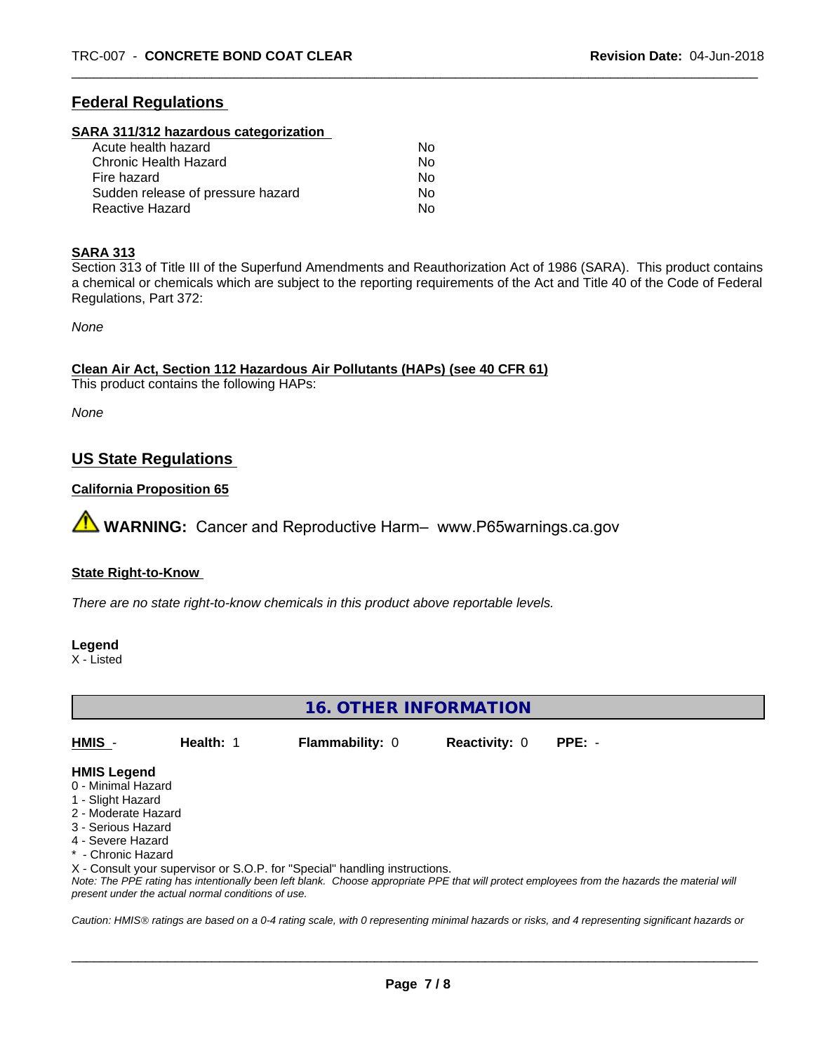## Federal Regulations

### SARA 311/312 hazardous categorization

| | |
|---|---|
| Acute health hazard | No |
| Chronic Health Hazard | No |
| Fire hazard | No |
| Sudden release of pressure hazard | No |
| Reactive Hazard | No |

### SARA 313

Section 313 of Title III of the Superfund Amendments and Reauthorization Act of 1986 (SARA). This product contains a chemical or chemicals which are subject to the reporting requirements of the Act and Title 40 of the Code of Federal Regulations, Part 372:

*None*

### Clean Air Act, Section 112 Hazardous Air Pollutants (HAPs) (see 40 CFR 61)

This product contains the following HAPs:

*None*

## US State Regulations

### California Proposition 65

⚠ **WARNING:** Cancer and Reproductive Harm– www.P65warnings.ca.gov

### State Right-to-Know

*There are no state right-to-know chemicals in this product above reportable levels.*

**Legend**

X - Listed

## 16. OTHER INFORMATION

| HMIS - | Health: 1 | Flammability: 0 | Reactivity: 0 | PPE: - |
|---|---|---|---|---|

**HMIS Legend**

0 - Minimal Hazard
1 - Slight Hazard
2 - Moderate Hazard
3 - Serious Hazard
4 - Severe Hazard
* - Chronic Hazard
X - Consult your supervisor or S.O.P. for "Special" handling instructions.

*Note: The PPE rating has intentionally been left blank. Choose appropriate PPE that will protect employees from the hazards the material will present under the actual normal conditions of use.*

*Caution: HMIS® ratings are based on a 0-4 rating scale, with 0 representing minimal hazards or risks, and 4 representing significant hazards or*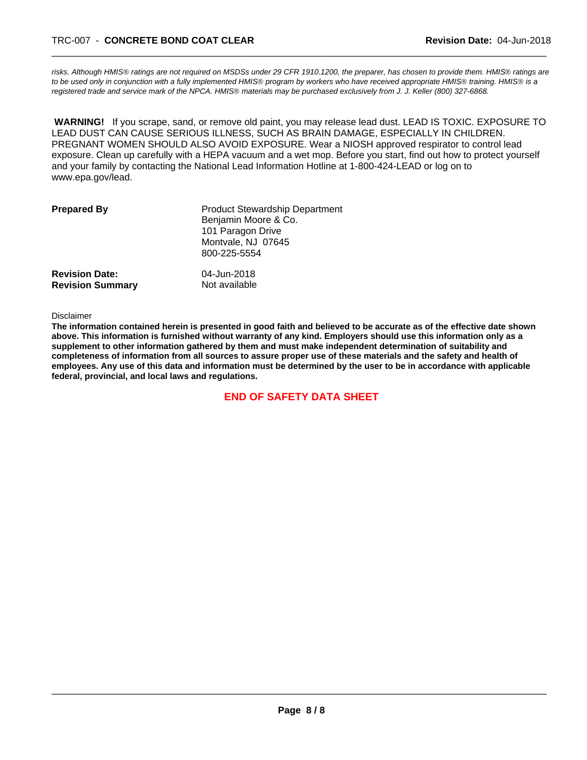*risks. Although HMIS® ratings are not required on MSDSs under 29 CFR 1910.1200, the preparer, has chosen to provide them. HMIS® ratings are to be used only in conjunction with a fully implemented HMIS® program by workers who have received appropriate HMIS® training. HMIS® is a registered trade and service mark of the NPCA. HMIS® materials may be purchased exclusively from J. J. Keller (800) 327-6868.*

**WARNING!** If you scrape, sand, or remove old paint, you may release lead dust. LEAD IS TOXIC. EXPOSURE TO LEAD DUST CAN CAUSE SERIOUS ILLNESS, SUCH AS BRAIN DAMAGE, ESPECIALLY IN CHILDREN. PREGNANT WOMEN SHOULD ALSO AVOID EXPOSURE. Wear a NIOSH approved respirator to control lead exposure. Clean up carefully with a HEPA vacuum and a wet mop. Before you start, find out how to protect yourself and your family by contacting the National Lead Information Hotline at 1-800-424-LEAD or log on to www.epa.gov/lead.

| | |
|---|---|
| **Prepared By** | Product Stewardship Department<br>Benjamin Moore & Co.<br>101 Paragon Drive<br>Montvale, NJ 07645<br>800-225-5554 |
| **Revision Date:** | 04-Jun-2018 |
| **Revision Summary** | Not available |

Disclaimer

**The information contained herein is presented in good faith and believed to be accurate as of the effective date shown above. This information is furnished without warranty of any kind. Employers should use this information only as a supplement to other information gathered by them and must make independent determination of suitability and completeness of information from all sources to assure proper use of these materials and the safety and health of employees. Any use of this data and information must be determined by the user to be in accordance with applicable federal, provincial, and local laws and regulations.**

**END OF SAFETY DATA SHEET**